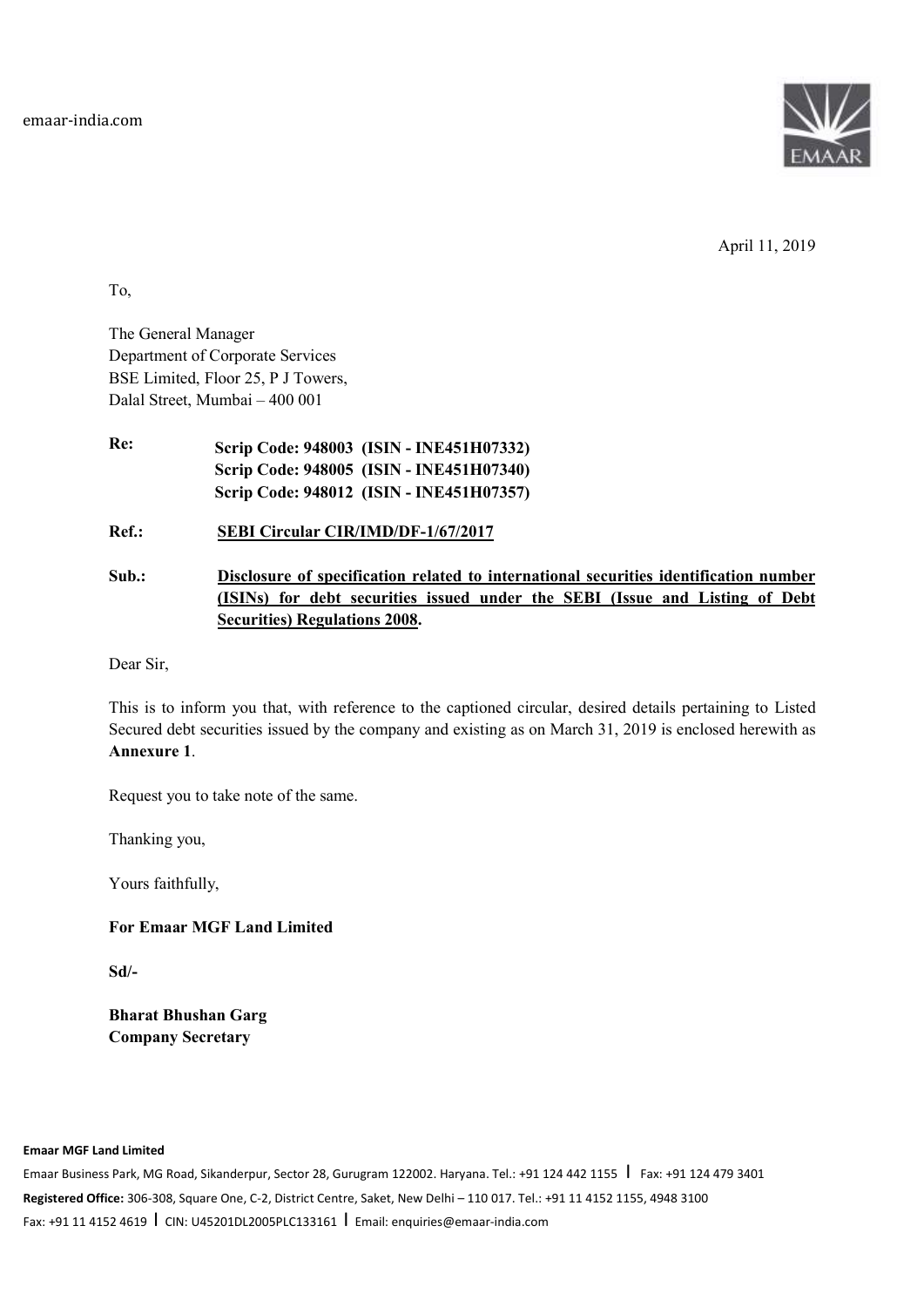emaar-india.com

April 11, 2019

To,

The General Manager
Department of Corporate Services
BSE Limited, Floor 25, P J Towers,
Dalal Street, Mumbai – 400 001

**Re:** **Scrip Code: 948003 (ISIN - INE451H07332)**
**Scrip Code: 948005 (ISIN - INE451H07340)**
**Scrip Code: 948012 (ISIN - INE451H07357)**

**Ref.:** **SEBI Circular CIR/IMD/DF-1/67/2017**

**Sub.:** **Disclosure of specification related to international securities identification number (ISINs) for debt securities issued under the SEBI (Issue and Listing of Debt Securities) Regulations 2008.**

Dear Sir,

This is to inform you that, with reference to the captioned circular, desired details pertaining to Listed Secured debt securities issued by the company and existing as on March 31, 2019 is enclosed herewith as **Annexure 1**.

Request you to take note of the same.

Thanking you,

Yours faithfully,

**For Emaar MGF Land Limited**

**Sd/-**

**Bharat Bhushan Garg**
**Company Secretary**

**Emaar MGF Land Limited**

Emaar Business Park, MG Road, Sikanderpur, Sector 28, Gurugram 122002. Haryana. Tel.: +91 124 442 1155 | Fax: +91 124 479 3401
**Registered Office:** 306-308, Square One, C-2, District Centre, Saket, New Delhi – 110 017. Tel.: +91 11 4152 1155, 4948 3100
Fax: +91 11 4152 4619 | CIN: U45201DL2005PLC133161 | Email: enquiries@emaar-india.com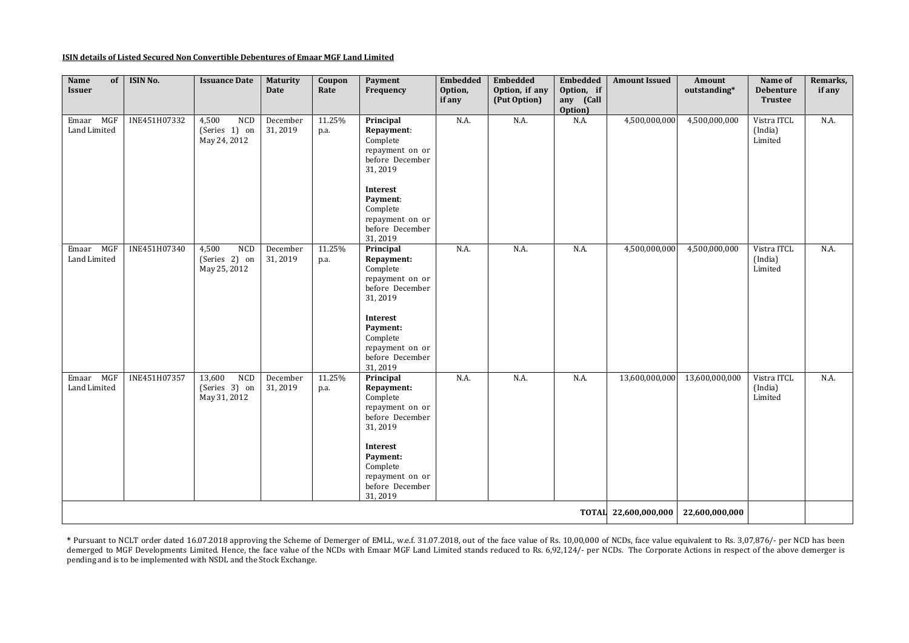**ISIN details of Listed Secured Non Convertible Debentures of Emaar MGF Land Limited**

| Name of Issuer | ISIN No. | Issuance Date | Maturity Date | Coupon Rate | Payment Frequency | Embedded Option, if any | Embedded Option, if any (Put Option) | Embedded Option, if any (Call Option) | Amount Issued | Amount outstanding* | Name of Debenture Trustee | Remarks, if any |
|---|---|---|---|---|---|---|---|---|---|---|---|---|
| Emaar MGF Land Limited | INE451H07332 | 4,500 NCD (Series 1) on May 24, 2012 | December 31, 2019 | 11.25% p.a. | **Principal Repayment**: Complete repayment on or before December 31, 2019<br><br>**Interest Payment**: Complete repayment on or before December 31, 2019 | N.A. | N.A. | N.A. | 4,500,000,000 | 4,500,000,000 | Vistra ITCL (India) Limited | N.A. |
| Emaar MGF Land Limited | INE451H07340 | 4,500 NCD (Series 2) on May 25, 2012 | December 31, 2019 | 11.25% p.a. | **Principal Repayment:** Complete repayment on or before December 31, 2019<br><br>**Interest Payment:** Complete repayment on or before December 31, 2019 | N.A. | N.A. | N.A. | 4,500,000,000 | 4,500,000,000 | Vistra ITCL (India) Limited | N.A. |
| Emaar MGF Land Limited | INE451H07357 | 13,600 NCD (Series 3) on May 31, 2012 | December 31, 2019 | 11.25% p.a. | **Principal Repayment:** Complete repayment on or before December 31, 2019<br><br>**Interest Payment:** Complete repayment on or before December 31, 2019 | N.A. | N.A. | N.A. | 13,600,000,000 | 13,600,000,000 | Vistra ITCL (India) Limited | N.A. |
| | | | | | | | | **TOTAL** | **22,600,000,000** | **22,600,000,000** | | |

**\*** Pursuant to NCLT order dated 16.07.2018 approving the Scheme of Demerger of EMLL, w.e.f. 31.07.2018, out of the face value of Rs. 10,00,000 of NCDs, face value equivalent to Rs. 3,07,876/- per NCD has been demerged to MGF Developments Limited. Hence, the face value of the NCDs with Emaar MGF Land Limited stands reduced to Rs. 6,92,124/- per NCDs. The Corporate Actions in respect of the above demerger is pending and is to be implemented with NSDL and the Stock Exchange.